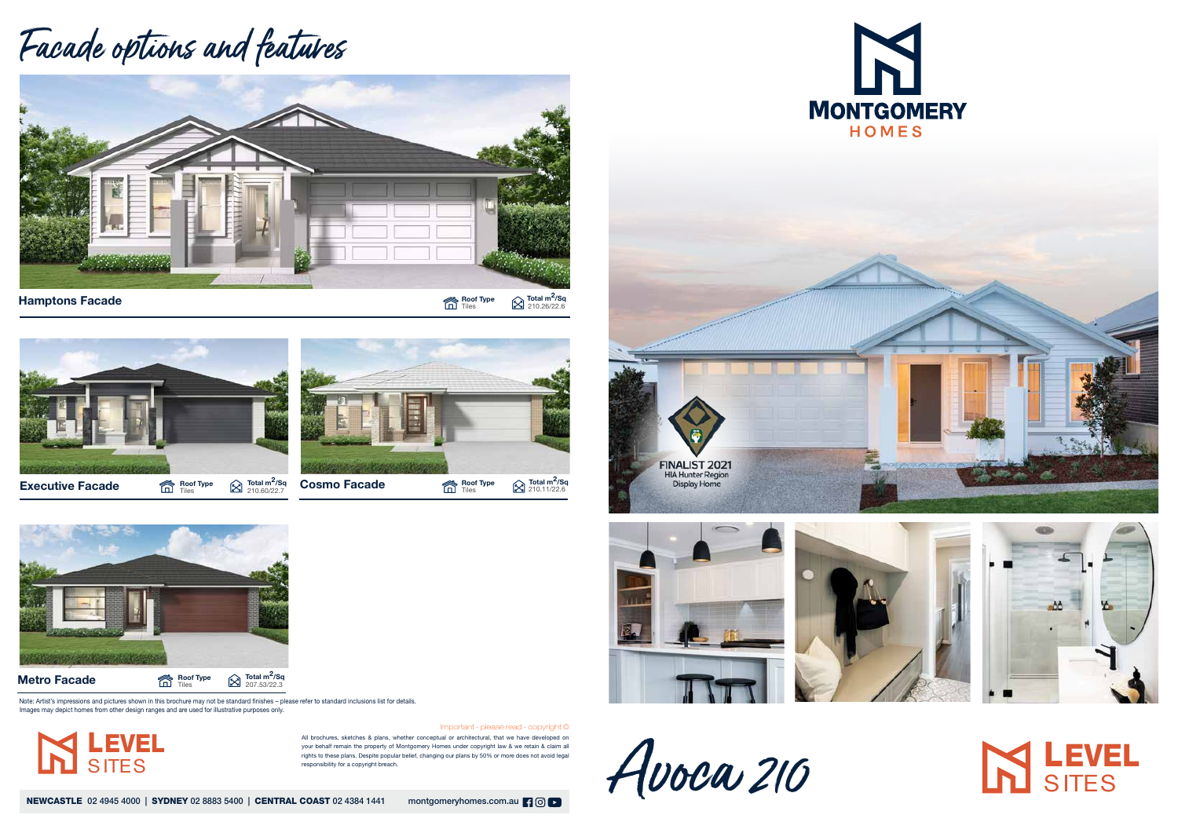# Facade options and features

**Hamptons Facade**

Roof Type
Tiles

Total m²/Sq
210.26/22.6

**Executive Facade**

Roof Type
Tiles

Total m²/Sq
210.60/22.7

**Cosmo Facade**

Roof Type
Tiles

Total m²/Sq
210.11/22.6

**Metro Facade**

Roof Type
Tiles

Total m²/Sq
207.53/22.3

Note: Artist's impressions and pictures shown in this brochure may not be standard finishes – please refer to standard inclusions list for details. Images may depict homes from other design ranges and are used for illustrative purposes only.

LEVEL SITES

Important - please read - copyright ©

All brochures, sketches & plans, whether conceptual or architectural, that we have developed on your behalf remain the property of Montgomery Homes under copyright law & we retain & claim all rights to these plans. Despite popular belief, changing our plans by 50% or more does not avoid legal responsibility for a copyright breach.

**NEWCASTLE** 02 4945 4000 | **SYDNEY** 02 8883 5400 | **CENTRAL COAST** 02 4384 1441 montgomeryhomes.com.au

MONTGOMERY HOMES

FINALIST 2021
HIA Hunter Region
Display Home

# Avoca 210

LEVEL SITES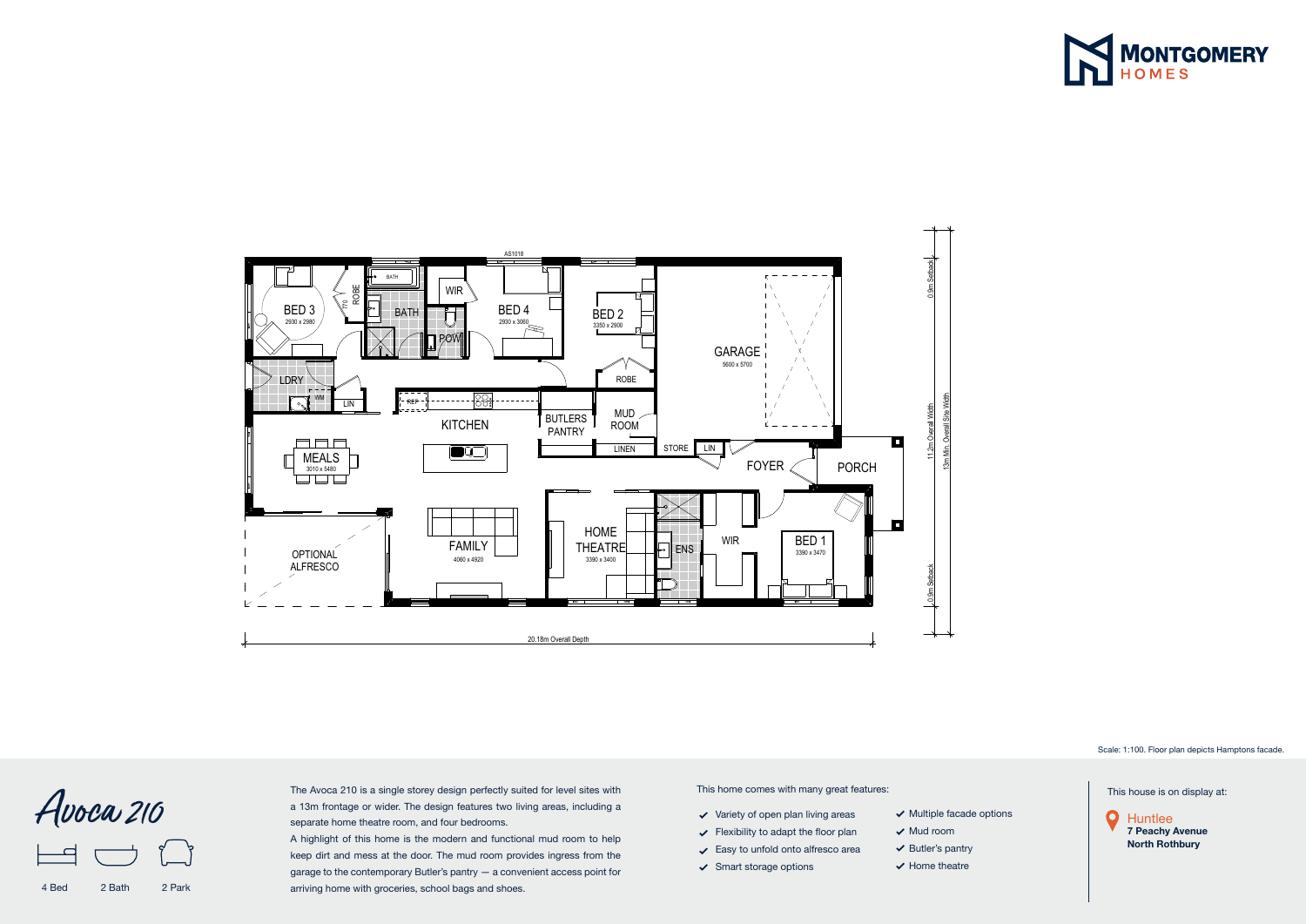MONTGOMERY HOMES

BED 3
2930 x 2980

ROBE

BATH

WIR

BED 4
2930 x 3060

BED 2
3350 x 2900

GARAGE
5600 x 5700

POW

ROBE

LDRY

LIN

KITCHEN

BUTLERS PANTRY

MUD ROOM

LINEN

STORE

LIN

FOYER

PORCH

MEALS
3010 x 5480

FAMILY
4060 x 4920

HOME THEATRE
3390 x 3400

ENS

WIR

BED 1
3390 x 3470

OPTIONAL ALFRESCO

20.18m Overall Depth

0.9m Setback

11.2m Overall Width

13m Min. Overall Site Width

0.9m Setback

Scale: 1:100. Floor plan depicts Hamptons facade.

# Avoca 210

4 Bed 2 Bath 2 Park

The Avoca 210 is a single storey design perfectly suited for level sites with a 13m frontage or wider. The design features two living areas, including a separate home theatre room, and four bedrooms.

A highlight of this home is the modern and functional mud room to help keep dirt and mess at the door. The mud room provides ingress from the garage to the contemporary Butler's pantry — a convenient access point for arriving home with groceries, school bags and shoes.

This home comes with many great features:

- Variety of open plan living areas
- Flexibility to adapt the floor plan
- Easy to unfold onto alfresco area
- Smart storage options
- Multiple facade options
- Mud room
- Butler's pantry
- Home theatre

This house is on display at:

Huntlee
**7 Peachy Avenue**
**North Rothbury**